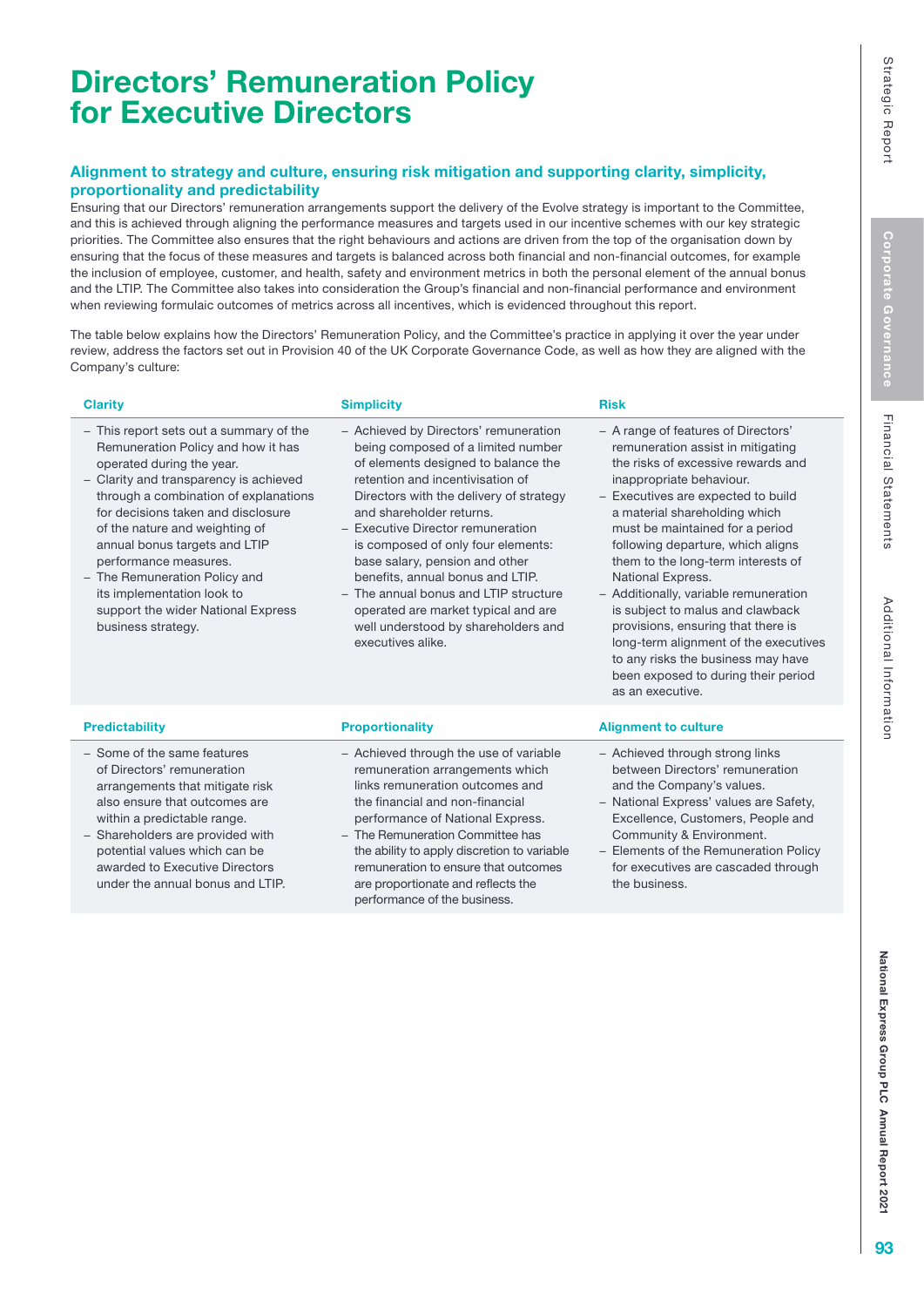# Directors' Remuneration Policy for Executive Directors

## Alignment to strategy and culture, ensuring risk mitigation and supporting clarity, simplicity, proportionality and predictability

Ensuring that our Directors' remuneration arrangements support the delivery of the Evolve strategy is important to the Committee, and this is achieved through aligning the performance measures and targets used in our incentive schemes with our key strategic priorities. The Committee also ensures that the right behaviours and actions are driven from the top of the organisation down by ensuring that the focus of these measures and targets is balanced across both financial and non-financial outcomes, for example the inclusion of employee, customer, and health, safety and environment metrics in both the personal element of the annual bonus and the LTIP. The Committee also takes into consideration the Group's financial and non-financial performance and environment when reviewing formulaic outcomes of metrics across all incentives, which is evidenced throughout this report.

The table below explains how the Directors' Remuneration Policy, and the Committee's practice in applying it over the year under review, address the factors set out in Provision 40 of the UK Corporate Governance Code, as well as how they are aligned with the Company's culture:

| Clarity | Simplicity | Risk |
|---|---|---|
| – This report sets out a summary of the Remuneration Policy and how it has operated during the year.<br>– Clarity and transparency is achieved through a combination of explanations for decisions taken and disclosure of the nature and weighting of annual bonus targets and LTIP performance measures.<br>– The Remuneration Policy and its implementation look to support the wider National Express business strategy. | – Achieved by Directors' remuneration being composed of a limited number of elements designed to balance the retention and incentivisation of Directors with the delivery of strategy and shareholder returns.<br>– Executive Director remuneration is composed of only four elements: base salary, pension and other benefits, annual bonus and LTIP.<br>– The annual bonus and LTIP structure operated are market typical and are well understood by shareholders and executives alike. | – A range of features of Directors' remuneration assist in mitigating the risks of excessive rewards and inappropriate behaviour.<br>– Executives are expected to build a material shareholding which must be maintained for a period following departure, which aligns them to the long-term interests of National Express.<br>– Additionally, variable remuneration is subject to malus and clawback provisions, ensuring that there is long-term alignment of the executives to any risks the business may have been exposed to during their period as an executive. |

| Predictability | Proportionality | Alignment to culture |
|---|---|---|
| – Some of the same features of Directors' remuneration arrangements that mitigate risk also ensure that outcomes are within a predictable range.<br>– Shareholders are provided with potential values which can be awarded to Executive Directors under the annual bonus and LTIP. | – Achieved through the use of variable remuneration arrangements which links remuneration outcomes and the financial and non-financial performance of National Express.<br>– The Remuneration Committee has the ability to apply discretion to variable remuneration to ensure that outcomes are proportionate and reflects the performance of the business. | – Achieved through strong links between Directors' remuneration and the Company's values.<br>– National Express' values are Safety, Excellence, Customers, People and Community & Environment.<br>– Elements of the Remuneration Policy for executives are cascaded through the business. |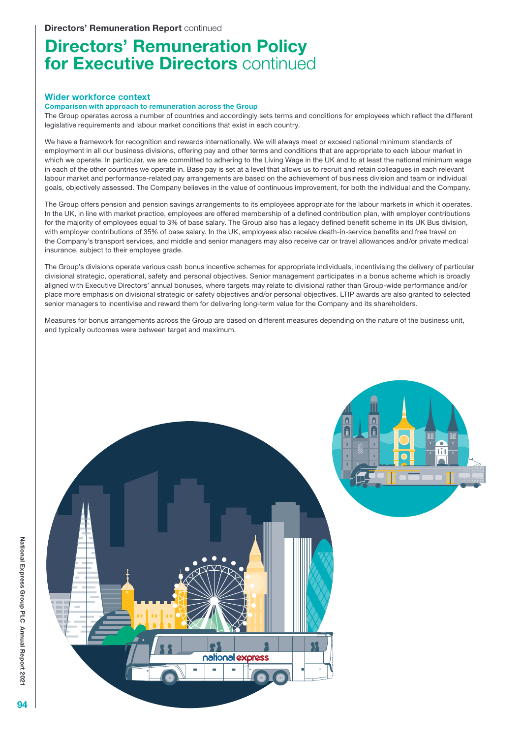# Directors' Remuneration Policy for Executive Directors continued

## Wider workforce context

### Comparison with approach to remuneration across the Group

The Group operates across a number of countries and accordingly sets terms and conditions for employees which reflect the different legislative requirements and labour market conditions that exist in each country.

We have a framework for recognition and rewards internationally. We will always meet or exceed national minimum standards of employment in all our business divisions, offering pay and other terms and conditions that are appropriate to each labour market in which we operate. In particular, we are committed to adhering to the Living Wage in the UK and to at least the national minimum wage in each of the other countries we operate in. Base pay is set at a level that allows us to recruit and retain colleagues in each relevant labour market and performance-related pay arrangements are based on the achievement of business division and team or individual goals, objectively assessed. The Company believes in the value of continuous improvement, for both the individual and the Company.

The Group offers pension and pension savings arrangements to its employees appropriate for the labour markets in which it operates. In the UK, in line with market practice, employees are offered membership of a defined contribution plan, with employer contributions for the majority of employees equal to 3% of base salary. The Group also has a legacy defined benefit scheme in its UK Bus division, with employer contributions of 35% of base salary. In the UK, employees also receive death-in-service benefits and free travel on the Company's transport services, and middle and senior managers may also receive car or travel allowances and/or private medical insurance, subject to their employee grade.

The Group's divisions operate various cash bonus incentive schemes for appropriate individuals, incentivising the delivery of particular divisional strategic, operational, safety and personal objectives. Senior management participates in a bonus scheme which is broadly aligned with Executive Directors' annual bonuses, where targets may relate to divisional rather than Group-wide performance and/or place more emphasis on divisional strategic or safety objectives and/or personal objectives. LTIP awards are also granted to selected senior managers to incentivise and reward them for delivering long-term value for the Company and its shareholders.

Measures for bonus arrangements across the Group are based on different measures depending on the nature of the business unit, and typically outcomes were between target and maximum.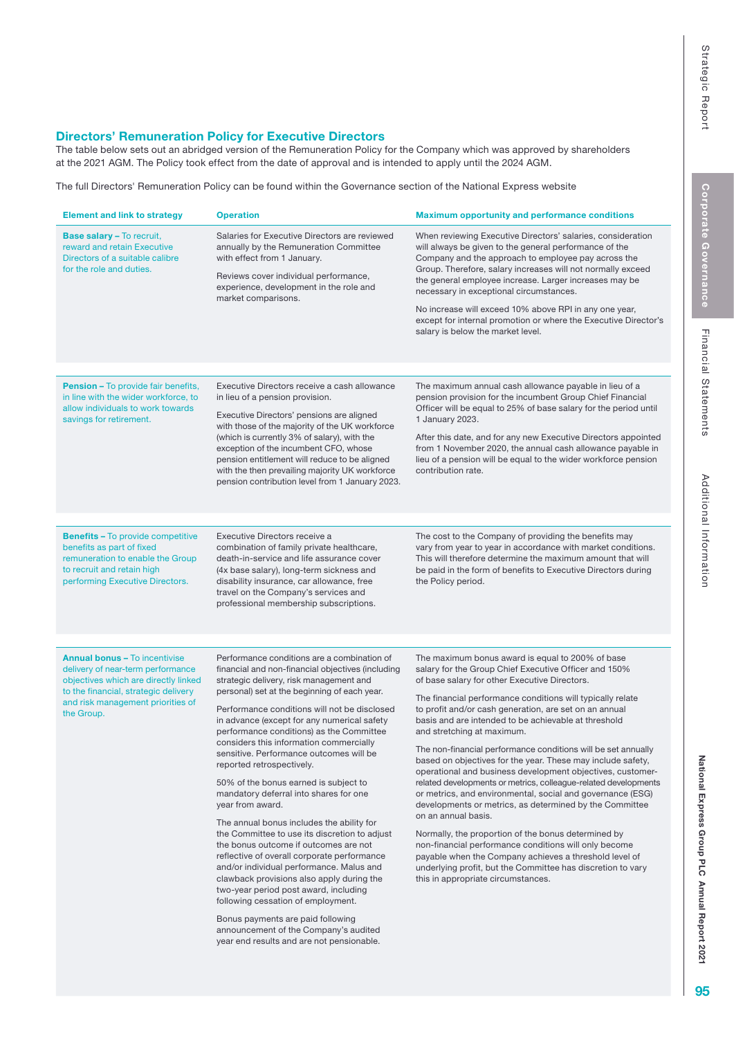## Directors' Remuneration Policy for Executive Directors

The table below sets out an abridged version of the Remuneration Policy for the Company which was approved by shareholders at the 2021 AGM. The Policy took effect from the date of approval and is intended to apply until the 2024 AGM.

The full Directors' Remuneration Policy can be found within the Governance section of the National Express website

| Element and link to strategy | Operation | Maximum opportunity and performance conditions |
|---|---|---|
| **Base salary –** To recruit, reward and retain Executive Directors of a suitable calibre for the role and duties. | Salaries for Executive Directors are reviewed annually by the Remuneration Committee with effect from 1 January.<br><br>Reviews cover individual performance, experience, development in the role and market comparisons. | When reviewing Executive Directors' salaries, consideration will always be given to the general performance of the Company and the approach to employee pay across the Group. Therefore, salary increases will not normally exceed the general employee increase. Larger increases may be necessary in exceptional circumstances.<br><br>No increase will exceed 10% above RPI in any one year, except for internal promotion or where the Executive Director's salary is below the market level. |
| **Pension –** To provide fair benefits, in line with the wider workforce, to allow individuals to work towards savings for retirement. | Executive Directors receive a cash allowance in lieu of a pension provision.<br><br>Executive Directors' pensions are aligned with those of the majority of the UK workforce (which is currently 3% of salary), with the exception of the incumbent CFO, whose pension entitlement will reduce to be aligned with the then prevailing majority UK workforce pension contribution level from 1 January 2023. | The maximum annual cash allowance payable in lieu of a pension provision for the incumbent Group Chief Financial Officer will be equal to 25% of base salary for the period until 1 January 2023.<br><br>After this date, and for any new Executive Directors appointed from 1 November 2020, the annual cash allowance payable in lieu of a pension will be equal to the wider workforce pension contribution rate. |
| **Benefits –** To provide competitive benefits as part of fixed remuneration to enable the Group to recruit and retain high performing Executive Directors. | Executive Directors receive a combination of family private healthcare, death-in-service and life assurance cover (4x base salary), long-term sickness and disability insurance, car allowance, free travel on the Company's services and professional membership subscriptions. | The cost to the Company of providing the benefits may vary from year to year in accordance with market conditions. This will therefore determine the maximum amount that will be paid in the form of benefits to Executive Directors during the Policy period. |
| **Annual bonus –** To incentivise delivery of near-term performance objectives which are directly linked to the financial, strategic delivery and risk management priorities of the Group. | Performance conditions are a combination of financial and non-financial objectives (including strategic delivery, risk management and personal) set at the beginning of each year.<br><br>Performance conditions will not be disclosed in advance (except for any numerical safety performance conditions) as the Committee considers this information commercially sensitive. Performance outcomes will be reported retrospectively.<br><br>50% of the bonus earned is subject to mandatory deferral into shares for one year from award.<br><br>The annual bonus includes the ability for the Committee to use its discretion to adjust the bonus outcome if outcomes are not reflective of overall corporate performance and/or individual performance. Malus and clawback provisions also apply during the two-year period post award, including following cessation of employment.<br><br>Bonus payments are paid following announcement of the Company's audited year end results and are not pensionable. | The maximum bonus award is equal to 200% of base salary for the Group Chief Executive Officer and 150% of base salary for other Executive Directors.<br><br>The financial performance conditions will typically relate to profit and/or cash generation, are set on an annual basis and are intended to be achievable at threshold and stretching at maximum.<br><br>The non-financial performance conditions will be set annually based on objectives for the year. These may include safety, operational and business development objectives, customer-related developments or metrics, colleague-related developments or metrics, and environmental, social and governance (ESG) developments or metrics, as determined by the Committee on an annual basis.<br><br>Normally, the proportion of the bonus determined by non-financial performance conditions will only become payable when the Company achieves a threshold level of underlying profit, but the Committee has discretion to vary this in appropriate circumstances. |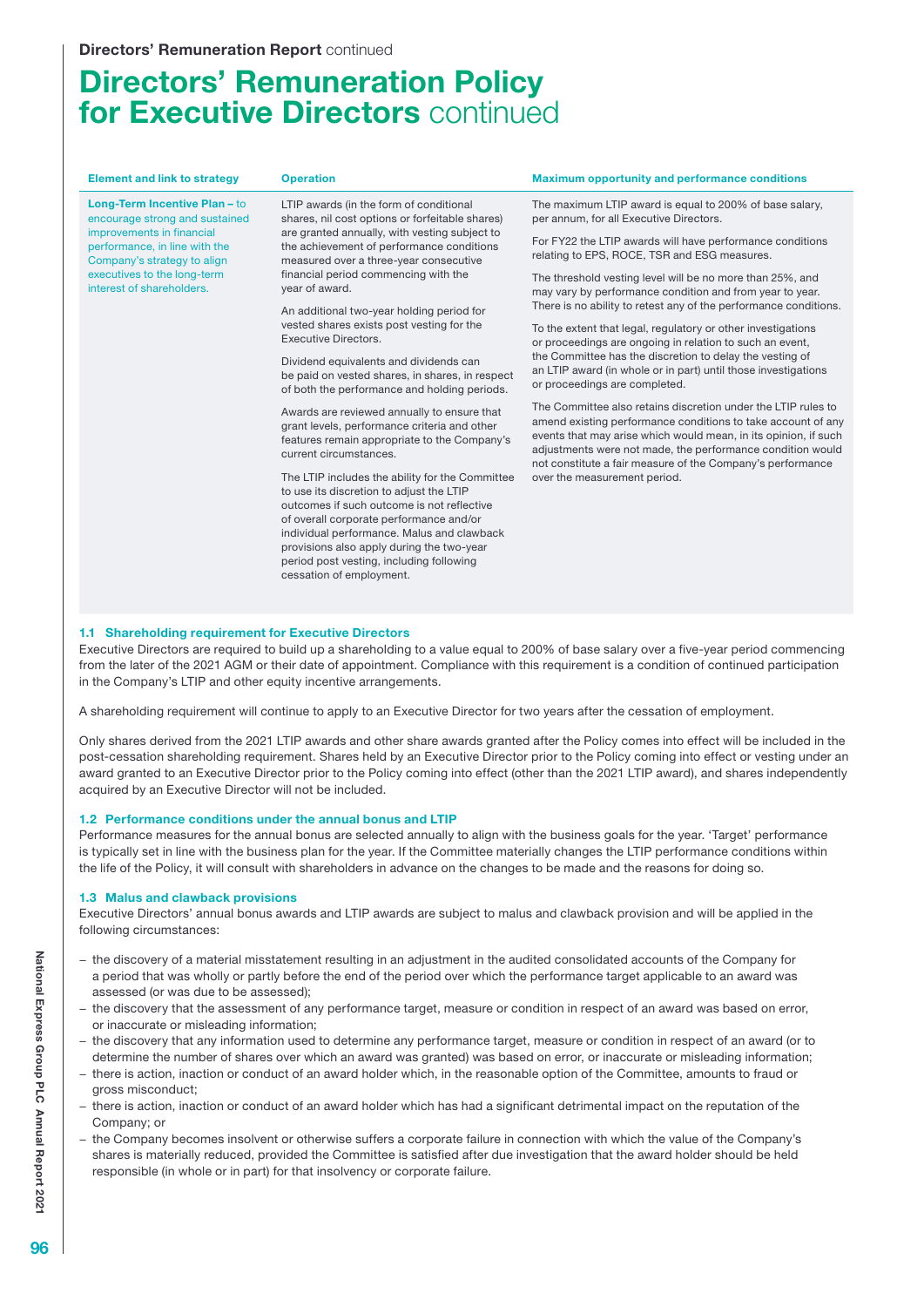# Directors' Remuneration Policy for Executive Directors continued

| Element and link to strategy | Operation | Maximum opportunity and performance conditions |
|---|---|---|
| **Long-Term Incentive Plan** – to encourage strong and sustained improvements in financial performance, in line with the Company's strategy to align executives to the long-term interest of shareholders. | LTIP awards (in the form of conditional shares, nil cost options or forfeitable shares) are granted annually, with vesting subject to the achievement of performance conditions measured over a three-year consecutive financial period commencing with the year of award.<br><br>An additional two-year holding period for vested shares exists post vesting for the Executive Directors.<br><br>Dividend equivalents and dividends can be paid on vested shares, in shares, in respect of both the performance and holding periods.<br><br>Awards are reviewed annually to ensure that grant levels, performance criteria and other features remain appropriate to the Company's current circumstances.<br><br>The LTIP includes the ability for the Committee to use its discretion to adjust the LTIP outcomes if such outcome is not reflective of overall corporate performance and/or individual performance. Malus and clawback provisions also apply during the two-year period post vesting, including following cessation of employment. | The maximum LTIP award is equal to 200% of base salary, per annum, for all Executive Directors.<br><br>For FY22 the LTIP awards will have performance conditions relating to EPS, ROCE, TSR and ESG measures.<br><br>The threshold vesting level will be no more than 25%, and may vary by performance condition and from year to year. There is no ability to retest any of the performance conditions.<br><br>To the extent that legal, regulatory or other investigations or proceedings are ongoing in relation to such an event, the Committee has the discretion to delay the vesting of an LTIP award (in whole or in part) until those investigations or proceedings are completed.<br><br>The Committee also retains discretion under the LTIP rules to amend existing performance conditions to take account of any events that may arise which would mean, in its opinion, if such adjustments were not made, the performance condition would not constitute a fair measure of the Company's performance over the measurement period. |

### 1.1 Shareholding requirement for Executive Directors

Executive Directors are required to build up a shareholding to a value equal to 200% of base salary over a five-year period commencing from the later of the 2021 AGM or their date of appointment. Compliance with this requirement is a condition of continued participation in the Company's LTIP and other equity incentive arrangements.

A shareholding requirement will continue to apply to an Executive Director for two years after the cessation of employment.

Only shares derived from the 2021 LTIP awards and other share awards granted after the Policy comes into effect will be included in the post-cessation shareholding requirement. Shares held by an Executive Director prior to the Policy coming into effect or vesting under an award granted to an Executive Director prior to the Policy coming into effect (other than the 2021 LTIP award), and shares independently acquired by an Executive Director will not be included.

### 1.2 Performance conditions under the annual bonus and LTIP

Performance measures for the annual bonus are selected annually to align with the business goals for the year. 'Target' performance is typically set in line with the business plan for the year. If the Committee materially changes the LTIP performance conditions within the life of the Policy, it will consult with shareholders in advance on the changes to be made and the reasons for doing so.

### 1.3 Malus and clawback provisions

Executive Directors' annual bonus awards and LTIP awards are subject to malus and clawback provision and will be applied in the following circumstances:

- the discovery of a material misstatement resulting in an adjustment in the audited consolidated accounts of the Company for a period that was wholly or partly before the end of the period over which the performance target applicable to an award was assessed (or was due to be assessed);
- the discovery that the assessment of any performance target, measure or condition in respect of an award was based on error, or inaccurate or misleading information;
- the discovery that any information used to determine any performance target, measure or condition in respect of an award (or to determine the number of shares over which an award was granted) was based on error, or inaccurate or misleading information;
- there is action, inaction or conduct of an award holder which, in the reasonable option of the Committee, amounts to fraud or gross misconduct;
- there is action, inaction or conduct of an award holder which has had a significant detrimental impact on the reputation of the Company; or
- the Company becomes insolvent or otherwise suffers a corporate failure in connection with which the value of the Company's shares is materially reduced, provided the Committee is satisfied after due investigation that the award holder should be held responsible (in whole or in part) for that insolvency or corporate failure.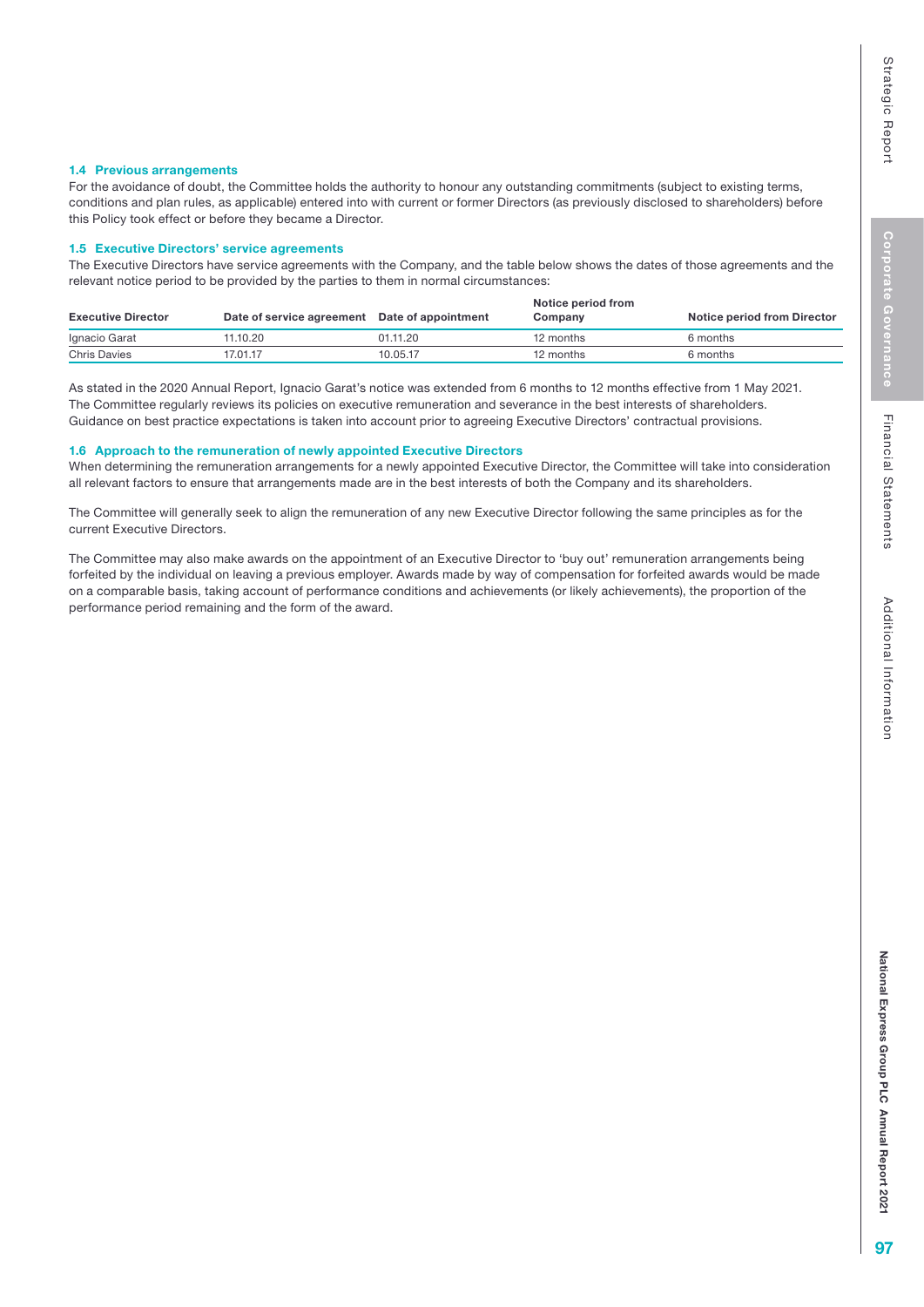### 1.4 Previous arrangements

For the avoidance of doubt, the Committee holds the authority to honour any outstanding commitments (subject to existing terms, conditions and plan rules, as applicable) entered into with current or former Directors (as previously disclosed to shareholders) before this Policy took effect or before they became a Director.

### 1.5 Executive Directors' service agreements

The Executive Directors have service agreements with the Company, and the table below shows the dates of those agreements and the relevant notice period to be provided by the parties to them in normal circumstances:

| Executive Director | Date of service agreement | Date of appointment | Notice period from Company | Notice period from Director |
|---|---|---|---|---|
| Ignacio Garat | 11.10.20 | 01.11.20 | 12 months | 6 months |
| Chris Davies | 17.01.17 | 10.05.17 | 12 months | 6 months |

As stated in the 2020 Annual Report, Ignacio Garat's notice was extended from 6 months to 12 months effective from 1 May 2021. The Committee regularly reviews its policies on executive remuneration and severance in the best interests of shareholders. Guidance on best practice expectations is taken into account prior to agreeing Executive Directors' contractual provisions.

### 1.6 Approach to the remuneration of newly appointed Executive Directors

When determining the remuneration arrangements for a newly appointed Executive Director, the Committee will take into consideration all relevant factors to ensure that arrangements made are in the best interests of both the Company and its shareholders.

The Committee will generally seek to align the remuneration of any new Executive Director following the same principles as for the current Executive Directors.

The Committee may also make awards on the appointment of an Executive Director to 'buy out' remuneration arrangements being forfeited by the individual on leaving a previous employer. Awards made by way of compensation for forfeited awards would be made on a comparable basis, taking account of performance conditions and achievements (or likely achievements), the proportion of the performance period remaining and the form of the award.